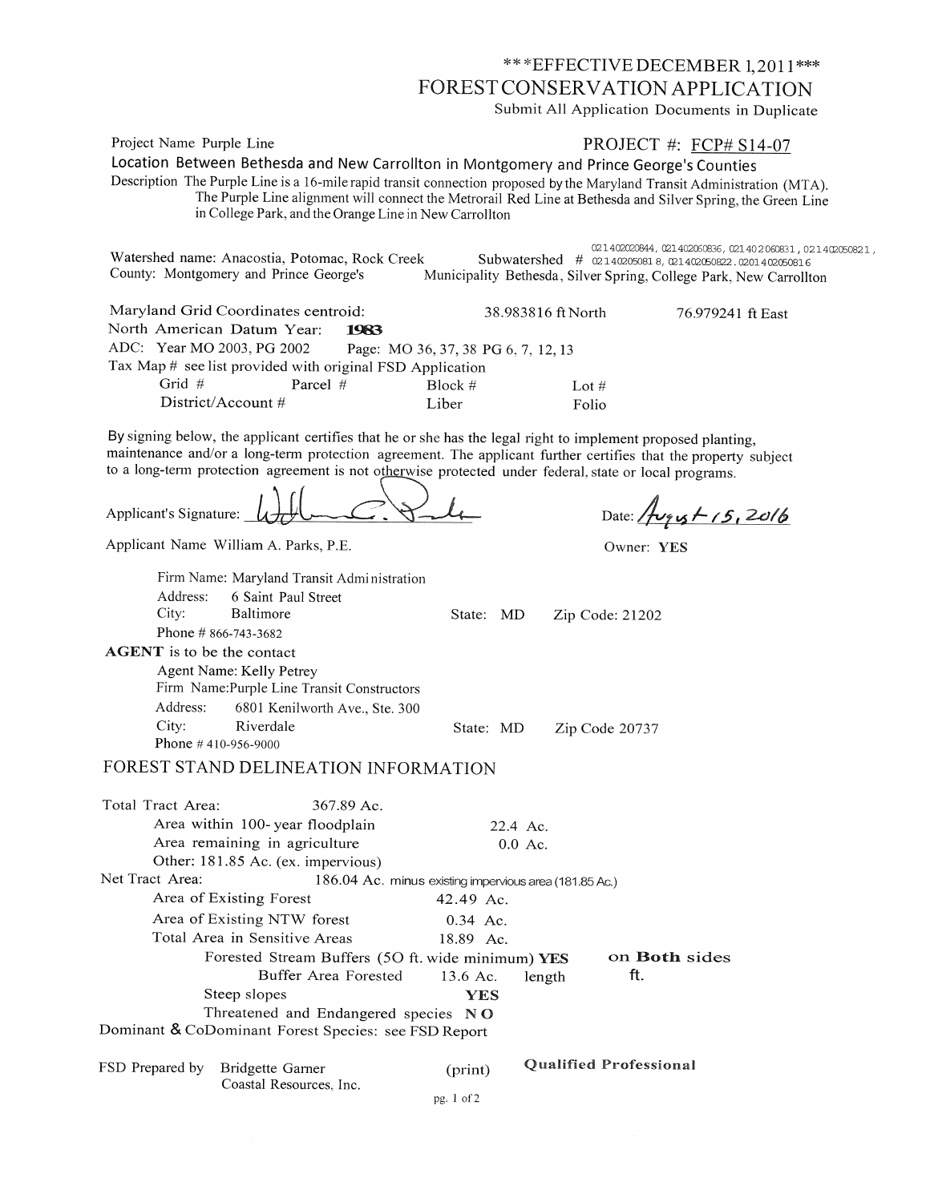***EFFECTIVE DECEMBER 1, 2011***

# FOREST CONSERVATION APPLICATION

Submit All Application Documents in Duplicate

Project Name Purple Line **PROJECT #: FCP# S14-07**

Location Between Bethesda and New Carrollton in Montgomery and Prince George's Counties

Description The Purple Line is a 16-mile rapid transit connection proposed by the Maryland Transit Administration (MTA). The Purple Line alignment will connect the Metrorail Red Line at Bethesda and Silver Spring, the Green Line in College Park, and the Orange Line in New Carrollton

Watershed name: Anacostia, Potomac, Rock Creek Subwatershed # 021402020844, 021402060836, 021402060831, 021402050821, 021402050818, 021402050822. 0201402050816

County: Montgomery and Prince George's Municipality Bethesda, Silver Spring, College Park, New Carrollton

Maryland Grid Coordinates centroid: 38.983816 ft North 76.979241 ft East

North American Datum Year: **1983**

ADC: Year MO 2003, PG 2002 Page: MO 36, 37, 38 PG 6, 7, 12, 13

Tax Map # see list provided with original FSD Application

Grid # Parcel # Block # Lot #

District/Account # Liber Folio

By signing below, the applicant certifies that he or she has the legal right to implement proposed planting, maintenance and/or a long-term protection agreement. The applicant further certifies that the property subject to a long-term protection agreement is not otherwise protected under federal, state or local programs.

Applicant's Signature: [signature] Date: August 15, 2016

Applicant Name William A. Parks, P.E. Owner: **YES**

Firm Name: Maryland Transit Administration
Address: 6 Saint Paul Street
City: Baltimore State: MD Zip Code: 21202
Phone # 866-743-3682

**AGENT** is to be the contact
Agent Name: Kelly Petrey
Firm Name: Purple Line Transit Constructors
Address: 6801 Kenilworth Ave., Ste. 300
City: Riverdale State: MD Zip Code 20737
Phone # 410-956-9000

## FOREST STAND DELINEATION INFORMATION

Total Tract Area: 367.89 Ac.
- Area within 100-year floodplain 22.4 Ac.
- Area remaining in agriculture 0.0 Ac.
- Other: 181.85 Ac. (ex. impervious)

Net Tract Area: 186.04 Ac. minus existing impervious area (181.85 Ac.)
- Area of Existing Forest 42.49 Ac.
- Area of Existing NTW forest 0.34 Ac.
- Total Area in Sensitive Areas 18.89 Ac.
  - Forested Stream Buffers (50 ft. wide minimum) **YES** **on Both sides**
    - Buffer Area Forested 13.6 Ac. length ft.
  - Steep slopes **YES**
  - Threatened and Endangered species **NO**

Dominant & CoDominant Forest Species: see FSD Report

FSD Prepared by Bridgette Garner (print) **Qualified Professional**
Coastal Resources, Inc.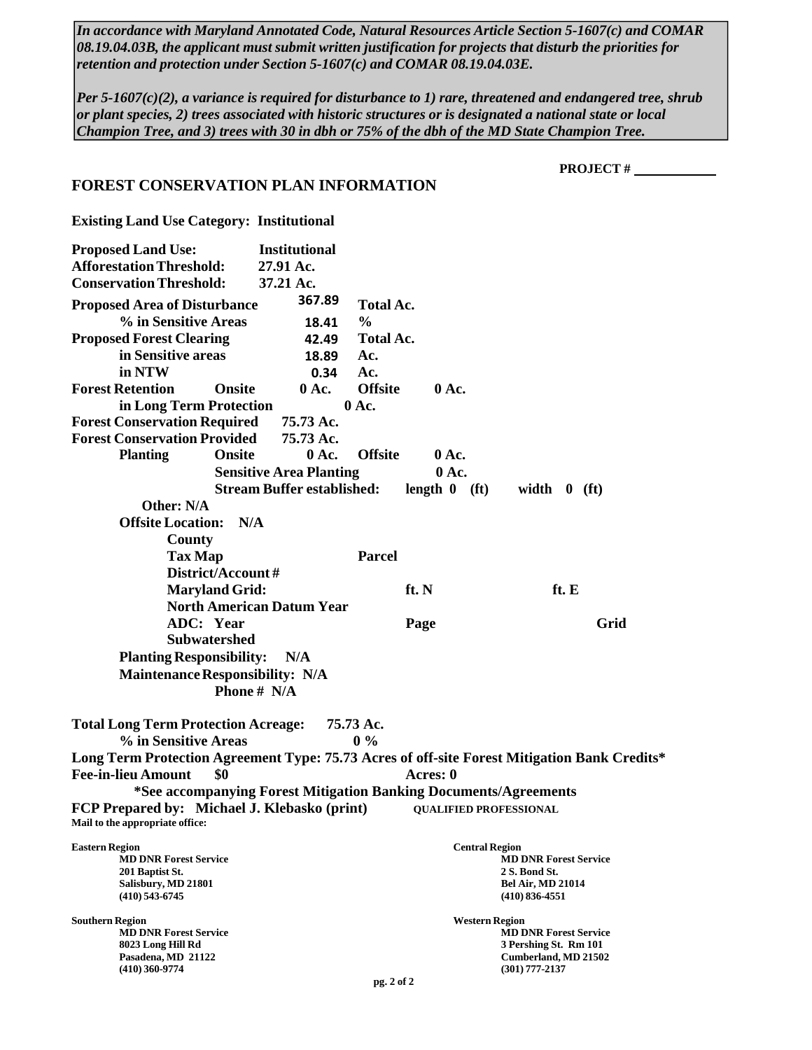***In accordance with Maryland Annotated Code, Natural Resources Article Section 5-1607(c) and COMAR 08.19.04.03B, the applicant must submit written justification for projects that disturb the priorities for retention and protection under Section 5-1607(c) and COMAR 08.19.04.03E.***

***Per 5-1607(c)(2), a variance is required for disturbance to 1) rare, threatened and endangered tree, shrub or plant species, 2) trees associated with historic structures or is designated a national state or local Champion Tree, and 3) trees with 30 in dbh or 75% of the dbh of the MD State Champion Tree.***

**PROJECT #** ____________

## FOREST CONSERVATION PLAN INFORMATION

**Existing Land Use Category: Institutional**

**Proposed Land Use:** **Institutional**
**Afforestation Threshold:** **27.91 Ac.**
**Conservation Threshold:** **37.21 Ac.**
**Proposed Area of Disturbance** **367.89** **Total Ac.**
  **% in Sensitive Areas** **18.41** **%**
**Proposed Forest Clearing** **42.49** **Total Ac.**
  **in Sensitive areas** **18.89** **Ac.**
  **in NTW** **0.34** **Ac.**
**Forest Retention** **Onsite** **0 Ac.** **Offsite** **0 Ac.**
  **in Long Term Protection** **0 Ac.**
**Forest Conservation Required** **75.73 Ac.**
**Forest Conservation Provided** **75.73 Ac.**
  **Planting** **Onsite** **0 Ac.** **Offsite** **0 Ac.**
    **Sensitive Area Planting** **0 Ac.**
    **Stream Buffer established:** **length 0 (ft)** **width 0 (ft)**
  **Other: N/A**
  **Offsite Location: N/A**
    **County**
    **Tax Map** **Parcel**
    **District/Account #**
    **Maryland Grid:** **ft. N** **ft. E**
    **North American Datum Year**
    **ADC: Year** **Page** **Grid**
    **Subwatershed**
  **Planting Responsibility: N/A**
  **Maintenance Responsibility: N/A**
    **Phone # N/A**

**Total Long Term Protection Acreage:** **75.73 Ac.**
  **% in Sensitive Areas** **0 %**
**Long Term Protection Agreement Type: 75.73 Acres of off-site Forest Mitigation Bank Credits***
**Fee-in-lieu Amount** **$0** **Acres: 0**
  ***See accompanying Forest Mitigation Banking Documents/Agreements**
**FCP Prepared by: Michael J. Klebasko (print)** **QUALIFIED PROFESSIONAL**
**Mail to the appropriate office:**

**Eastern Region**
**MD DNR Forest Service**
**201 Baptist St.**
**Salisbury, MD 21801**
**(410) 543-6745**

**Central Region**
**MD DNR Forest Service**
**2 S. Bond St.**
**Bel Air, MD 21014**
**(410) 836-4551**

**Southern Region**
**MD DNR Forest Service**
**8023 Long Hill Rd**
**Pasadena, MD 21122**
**(410) 360-9774**

**Western Region**
**MD DNR Forest Service**
**3 Pershing St. Rm 101**
**Cumberland, MD 21502**
**(301) 777-2137**